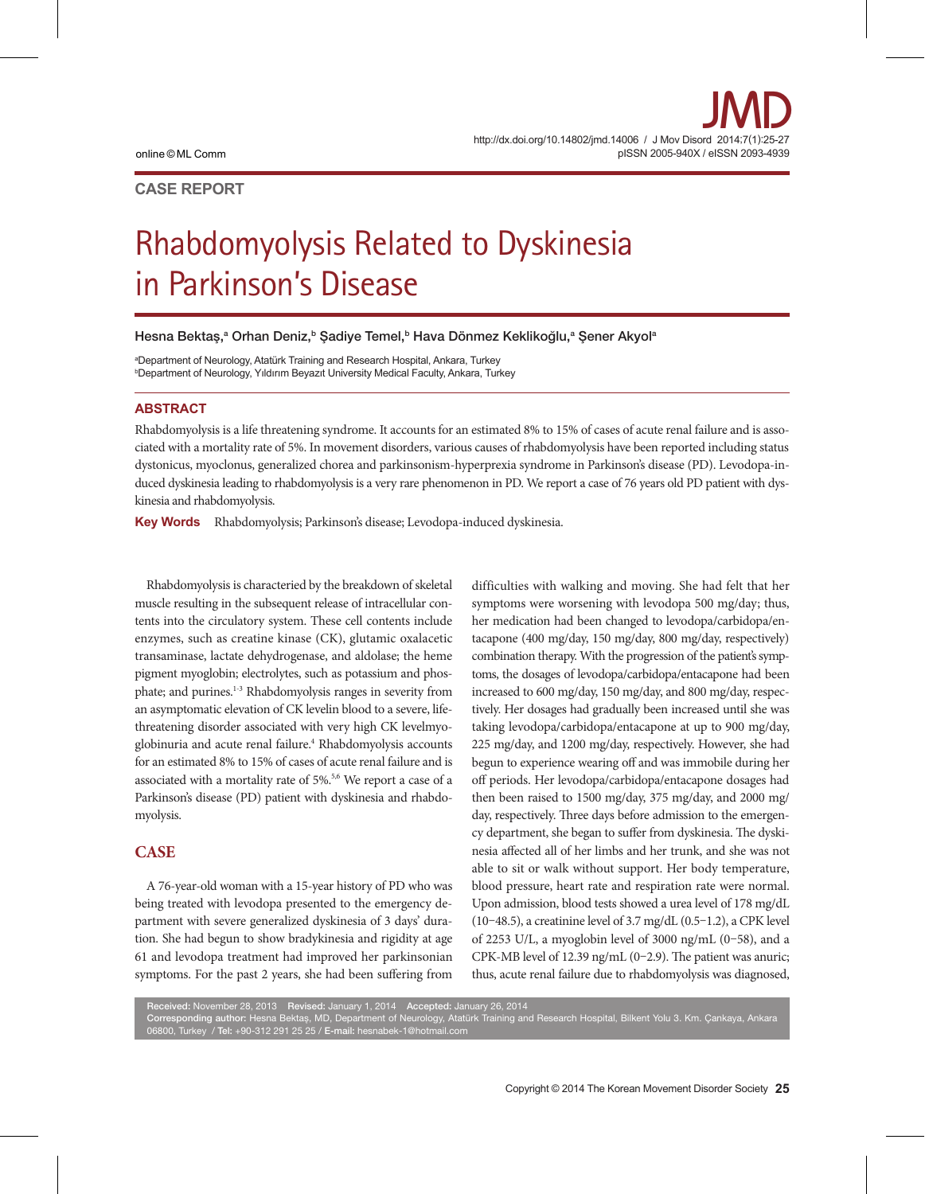CASE REPORT

# Rhabdomyolysis Related to Dyskinesia in Parkinson's Disease

**Hesna Bektaş,[a] Orhan Deniz,[b] Şadiye Temel,[b] Hava Dönmez Keklikoğlu,[a] Şener Akyol[a]**

[a]Department of Neurology, Atatürk Training and Research Hospital, Ankara, Turkey
[b]Department of Neurology, Yıldırım Beyazıt University Medical Faculty, Ankara, Turkey

## ABSTRACT

Rhabdomyolysis is a life threatening syndrome. It accounts for an estimated 8% to 15% of cases of acute renal failure and is associated with a mortality rate of 5%. In movement disorders, various causes of rhabdomyolysis have been reported including status dystonicus, myoclonus, generalized chorea and parkinsonism-hyperprexia syndrome in Parkinson's disease (PD). Levodopa-induced dyskinesia leading to rhabdomyolysis is a very rare phenomenon in PD. We report a case of 76 years old PD patient with dyskinesia and rhabdomyolysis.

**Key Words** Rhabdomyolysis; Parkinson's disease; Levodopa-induced dyskinesia.

Rhabdomyolysis is characteried by the breakdown of skeletal muscle resulting in the subsequent release of intracellular contents into the circulatory system. These cell contents include enzymes, such as creatine kinase (CK), glutamic oxalacetic transaminase, lactate dehydrogenase, and aldolase; the heme pigment myoglobin; electrolytes, such as potassium and phosphate; and purines.[1-3] Rhabdomyolysis ranges in severity from an asymptomatic elevation of CK levelin blood to a severe, life-threatening disorder associated with very high CK levelmyoglobinuria and acute renal failure.[4] Rhabdomyolysis accounts for an estimated 8% to 15% of cases of acute renal failure and is associated with a mortality rate of 5%.[5,6] We report a case of a Parkinson's disease (PD) patient with dyskinesia and rhabdomyolysis.

## CASE

A 76-year-old woman with a 15-year history of PD who was being treated with levodopa presented to the emergency department with severe generalized dyskinesia of 3 days' duration. She had begun to show bradykinesia and rigidity at age 61 and levodopa treatment had improved her parkinsonian symptoms. For the past 2 years, she had been suffering from difficulties with walking and moving. She had felt that her symptoms were worsening with levodopa 500 mg/day; thus, her medication had been changed to levodopa/carbidopa/entacapone (400 mg/day, 150 mg/day, 800 mg/day, respectively) combination therapy. With the progression of the patient's symptoms, the dosages of levodopa/carbidopa/entacapone had been increased to 600 mg/day, 150 mg/day, and 800 mg/day, respectively. Her dosages had gradually been increased until she was taking levodopa/carbidopa/entacapone at up to 900 mg/day, 225 mg/day, and 1200 mg/day, respectively. However, she had begun to experience wearing off and was immobile during her off periods. Her levodopa/carbidopa/entacapone dosages had then been raised to 1500 mg/day, 375 mg/day, and 2000 mg/day, respectively. Three days before admission to the emergency department, she began to suffer from dyskinesia. The dyskinesia affected all of her limbs and her trunk, and she was not able to sit or walk without support. Her body temperature, blood pressure, heart rate and respiration rate were normal. Upon admission, blood tests showed a urea level of 178 mg/dL (10–48.5), a creatinine level of 3.7 mg/dL (0.5–1.2), a CPK level of 2253 U/L, a myoglobin level of 3000 ng/mL (0–58), and a CPK-MB level of 12.39 ng/mL (0–2.9). The patient was anuric; thus, acute renal failure due to rhabdomyolysis was diagnosed,

**Received:** November 28, 2013 **Revised:** January 1, 2014 **Accepted:** January 26, 2014
**Corresponding author:** Hesna Bektaş, MD, Department of Neurology, Atatürk Training and Research Hospital, Bilkent Yolu 3. Km. Çankaya, Ankara 06800, Turkey / **Tel:** +90-312 291 25 25 / **E-mail:** hesnabek-1@hotmail.com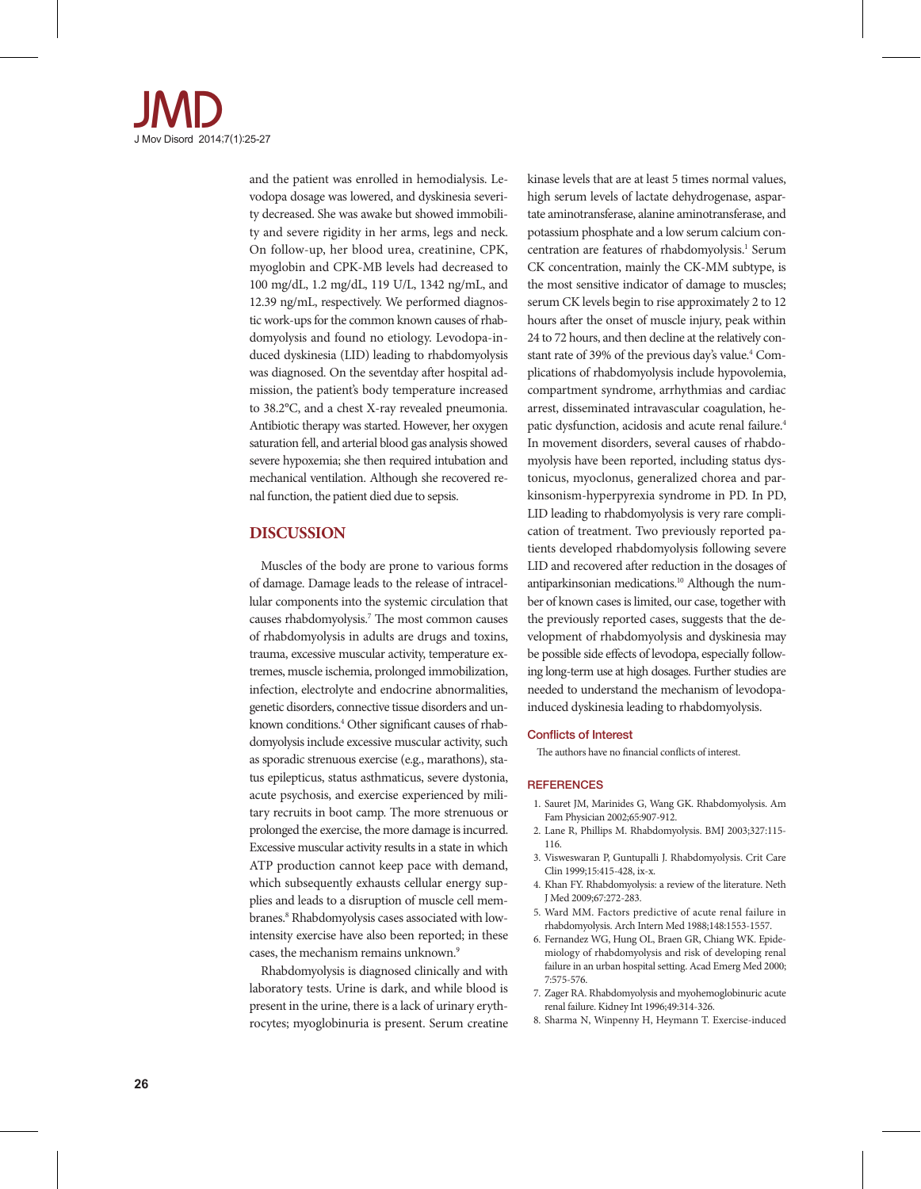and the patient was enrolled in hemodialysis. Levodopa dosage was lowered, and dyskinesia severity decreased. She was awake but showed immobility and severe rigidity in her arms, legs and neck. On follow-up, her blood urea, creatinine, CPK, myoglobin and CPK-MB levels had decreased to 100 mg/dL, 1.2 mg/dL, 119 U/L, 1342 ng/mL, and 12.39 ng/mL, respectively. We performed diagnostic work-ups for the common known causes of rhabdomyolysis and found no etiology. Levodopa-induced dyskinesia (LID) leading to rhabdomyolysis was diagnosed. On the seventday after hospital admission, the patient's body temperature increased to 38.2°C, and a chest X-ray revealed pneumonia. Antibiotic therapy was started. However, her oxygen saturation fell, and arterial blood gas analysis showed severe hypoxemia; she then required intubation and mechanical ventilation. Although she recovered renal function, the patient died due to sepsis.

## DISCUSSION

Muscles of the body are prone to various forms of damage. Damage leads to the release of intracellular components into the systemic circulation that causes rhabdomyolysis.[7] The most common causes of rhabdomyolysis in adults are drugs and toxins, trauma, excessive muscular activity, temperature extremes, muscle ischemia, prolonged immobilization, infection, electrolyte and endocrine abnormalities, genetic disorders, connective tissue disorders and unknown conditions.[4] Other significant causes of rhabdomyolysis include excessive muscular activity, such as sporadic strenuous exercise (e.g., marathons), status epilepticus, status asthmaticus, severe dystonia, acute psychosis, and exercise experienced by military recruits in boot camp. The more strenuous or prolonged the exercise, the more damage is incurred. Excessive muscular activity results in a state in which ATP production cannot keep pace with demand, which subsequently exhausts cellular energy supplies and leads to a disruption of muscle cell membranes.[8] Rhabdomyolysis cases associated with low-intensity exercise have also been reported; in these cases, the mechanism remains unknown.[9]

Rhabdomyolysis is diagnosed clinically and with laboratory tests. Urine is dark, and while blood is present in the urine, there is a lack of urinary erythrocytes; myoglobinuria is present. Serum creatine kinase levels that are at least 5 times normal values, high serum levels of lactate dehydrogenase, aspartate aminotransferase, alanine aminotransferase, and potassium phosphate and a low serum calcium concentration are features of rhabdomyolysis.[1] Serum CK concentration, mainly the CK-MM subtype, is the most sensitive indicator of damage to muscles; serum CK levels begin to rise approximately 2 to 12 hours after the onset of muscle injury, peak within 24 to 72 hours, and then decline at the relatively constant rate of 39% of the previous day's value.[4] Complications of rhabdomyolysis include hypovolemia, compartment syndrome, arrhythmias and cardiac arrest, disseminated intravascular coagulation, hepatic dysfunction, acidosis and acute renal failure.[4] In movement disorders, several causes of rhabdomyolysis have been reported, including status dystonicus, myoclonus, generalized chorea and parkinsonism-hyperpyrexia syndrome in PD. In PD, LID leading to rhabdomyolysis is very rare complication of treatment. Two previously reported patients developed rhabdomyolysis following severe LID and recovered after reduction in the dosages of antiparkinsonian medications.[10] Although the number of known cases is limited, our case, together with the previously reported cases, suggests that the development of rhabdomyolysis and dyskinesia may be possible side effects of levodopa, especially following long-term use at high dosages. Further studies are needed to understand the mechanism of levodopa-induced dyskinesia leading to rhabdomyolysis.

### Conflicts of Interest

The authors have no financial conflicts of interest.

### REFERENCES

1. Sauret JM, Marinides G, Wang GK. Rhabdomyolysis. Am Fam Physician 2002;65:907-912.
2. Lane R, Phillips M. Rhabdomyolysis. BMJ 2003;327:115-116.
3. Visweswaran P, Guntupalli J. Rhabdomyolysis. Crit Care Clin 1999;15:415-428, ix-x.
4. Khan FY. Rhabdomyolysis: a review of the literature. Neth J Med 2009;67:272-283.
5. Ward MM. Factors predictive of acute renal failure in rhabdomyolysis. Arch Intern Med 1988;148:1553-1557.
6. Fernandez WG, Hung OL, Braen GR, Chiang WK. Epidemiology of rhabdomyolysis and risk of developing renal failure in an urban hospital setting. Acad Emerg Med 2000;7:575-576.
7. Zager RA. Rhabdomyolysis and myohemoglobinuric acute renal failure. Kidney Int 1996;49:314-326.
8. Sharma N, Winpenny H, Heymann T. Exercise-induced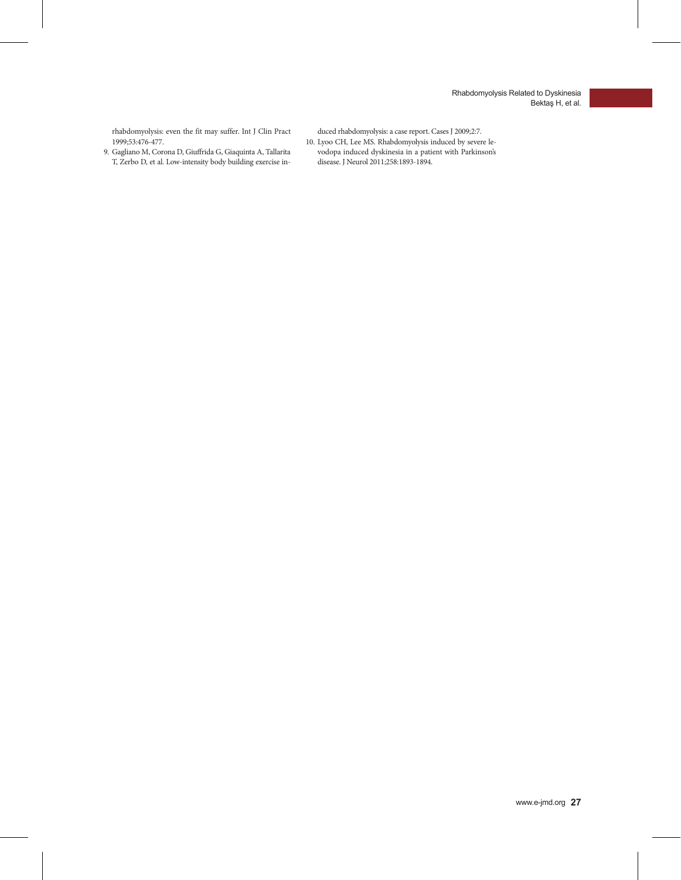rhabdomyolysis: even the fit may suffer. Int J Clin Pract 1999;53:476-477.

9. Gagliano M, Corona D, Giuffrida G, Giaquinta A, Tallarita T, Zerbo D, et al. Low-intensity body building exercise induced rhabdomyolysis: a case report. Cases J 2009;2:7.
10. Lyoo CH, Lee MS. Rhabdomyolysis induced by severe levodopa induced dyskinesia in a patient with Parkinson's disease. J Neurol 2011;258:1893-1894.